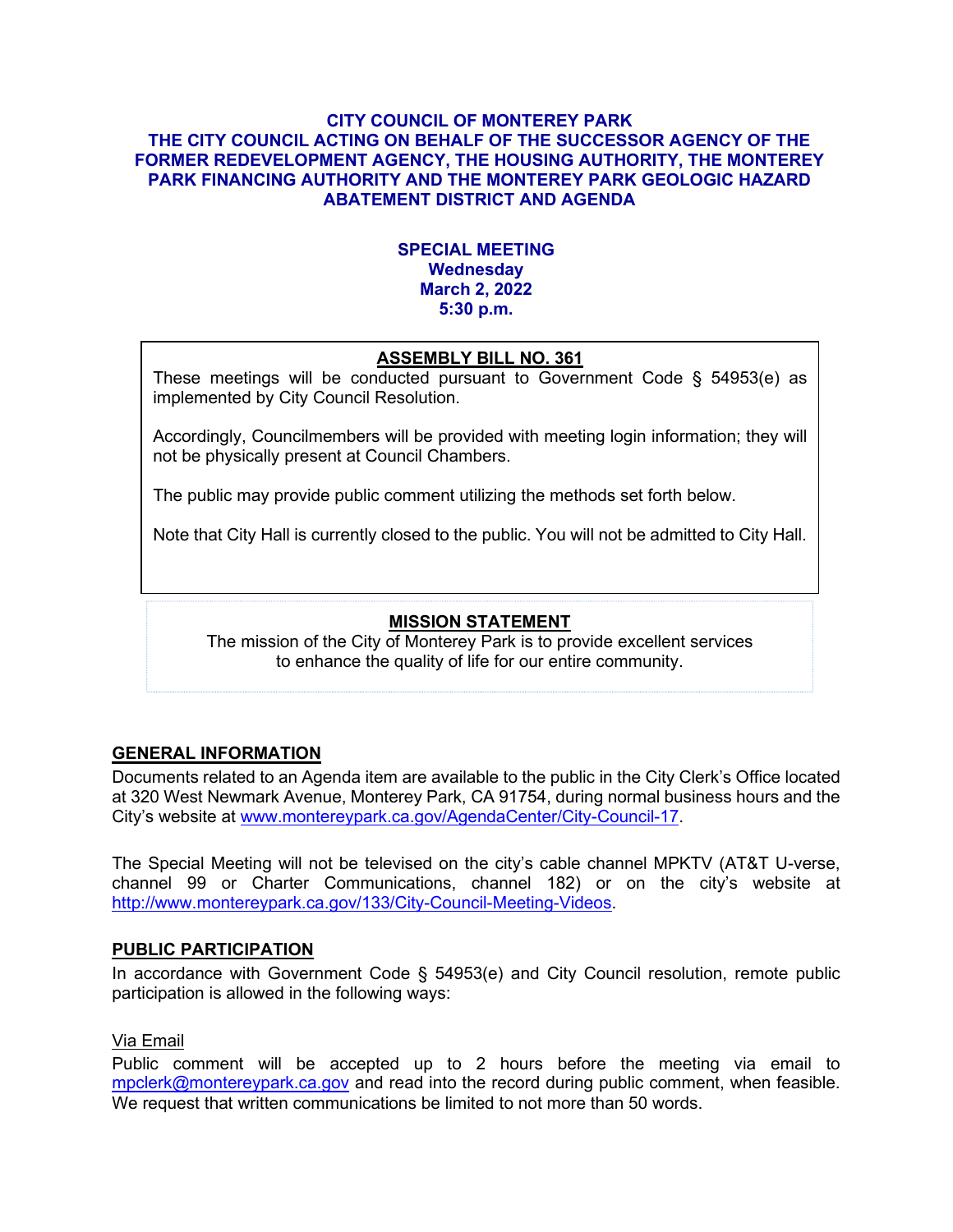# CITY COUNCIL OF MONTEREY PARK
# THE CITY COUNCIL ACTING ON BEHALF OF THE SUCCESSOR AGENCY OF THE FORMER REDEVELOPMENT AGENCY, THE HOUSING AUTHORITY, THE MONTEREY PARK FINANCING AUTHORITY AND THE MONTEREY PARK GEOLOGIC HAZARD ABATEMENT DISTRICT AND AGENDA

**SPECIAL MEETING**
**Wednesday**
**March 2, 2022**
**5:30 p.m.**

## ASSEMBLY BILL NO. 361

These meetings will be conducted pursuant to Government Code § 54953(e) as implemented by City Council Resolution.

Accordingly, Councilmembers will be provided with meeting login information; they will not be physically present at Council Chambers.

The public may provide public comment utilizing the methods set forth below.

Note that City Hall is currently closed to the public. You will not be admitted to City Hall.

## MISSION STATEMENT

The mission of the City of Monterey Park is to provide excellent services to enhance the quality of life for our entire community.

## GENERAL INFORMATION

Documents related to an Agenda item are available to the public in the City Clerk's Office located at 320 West Newmark Avenue, Monterey Park, CA 91754, during normal business hours and the City's website at www.montereypark.ca.gov/AgendaCenter/City-Council-17.

The Special Meeting will not be televised on the city's cable channel MPKTV (AT&T U-verse, channel 99 or Charter Communications, channel 182) or on the city's website at http://www.montereypark.ca.gov/133/City-Council-Meeting-Videos.

## PUBLIC PARTICIPATION

In accordance with Government Code § 54953(e) and City Council resolution, remote public participation is allowed in the following ways:

Via Email

Public comment will be accepted up to 2 hours before the meeting via email to mpclerk@montereypark.ca.gov and read into the record during public comment, when feasible. We request that written communications be limited to not more than 50 words.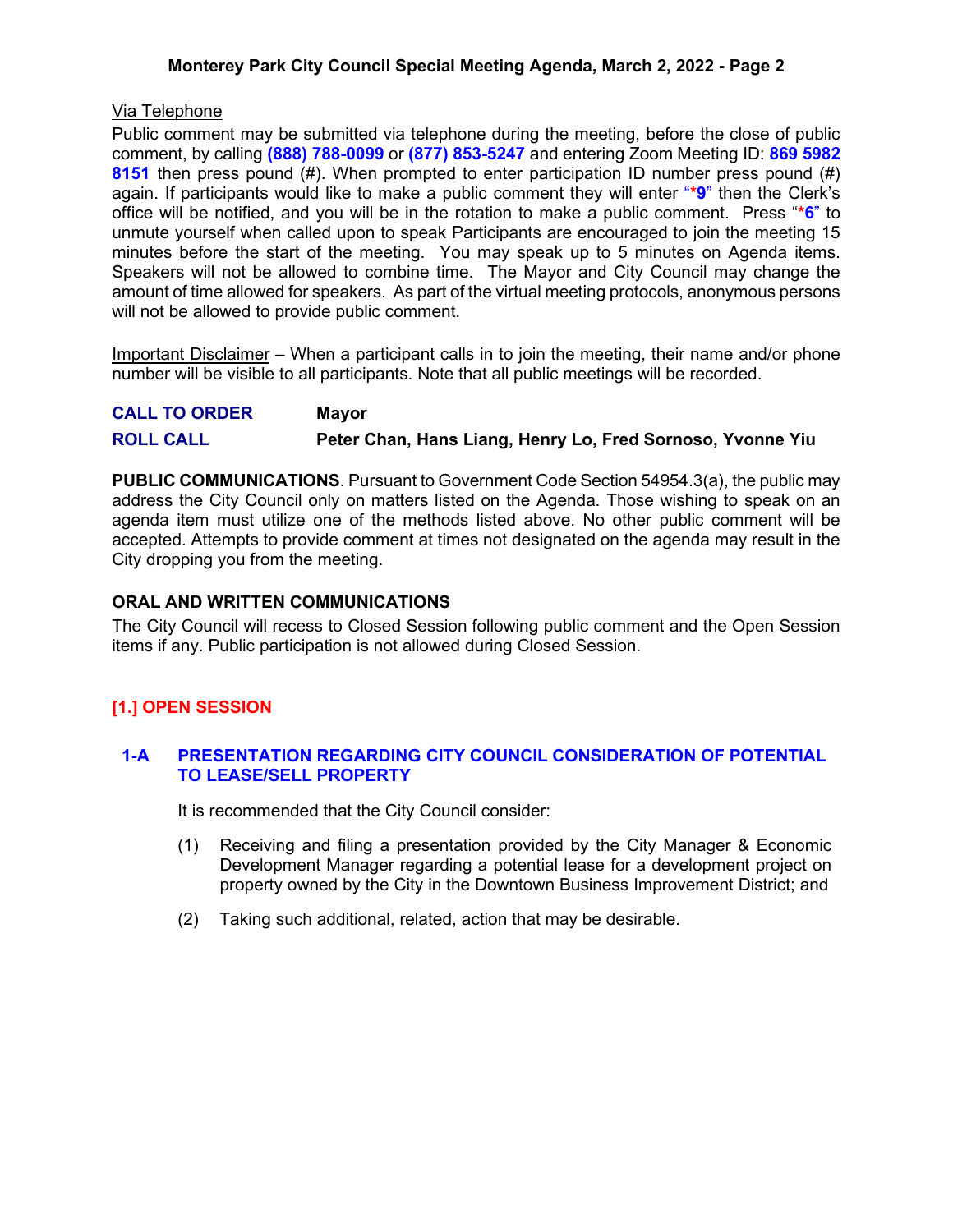Via Telephone

Public comment may be submitted via telephone during the meeting, before the close of public comment, by calling **(888) 788-0099** or **(877) 853-5247** and entering Zoom Meeting ID: **869 5982 8151** then press pound (#). When prompted to enter participation ID number press pound (#) again. If participants would like to make a public comment they will enter "***9**" then the Clerk's office will be notified, and you will be in the rotation to make a public comment. Press "***6**" to unmute yourself when called upon to speak Participants are encouraged to join the meeting 15 minutes before the start of the meeting. You may speak up to 5 minutes on Agenda items. Speakers will not be allowed to combine time. The Mayor and City Council may change the amount of time allowed for speakers. As part of the virtual meeting protocols, anonymous persons will not be allowed to provide public comment.

Important Disclaimer – When a participant calls in to join the meeting, their name and/or phone number will be visible to all participants. Note that all public meetings will be recorded.

**CALL TO ORDER** **Mayor**

**ROLL CALL** **Peter Chan, Hans Liang, Henry Lo, Fred Sornoso, Yvonne Yiu**

**PUBLIC COMMUNICATIONS**. Pursuant to Government Code Section 54954.3(a), the public may address the City Council only on matters listed on the Agenda. Those wishing to speak on an agenda item must utilize one of the methods listed above. No other public comment will be accepted. Attempts to provide comment at times not designated on the agenda may result in the City dropping you from the meeting.

**ORAL AND WRITTEN COMMUNICATIONS**

The City Council will recess to Closed Session following public comment and the Open Session items if any. Public participation is not allowed during Closed Session.

## [1.] OPEN SESSION

### 1-A PRESENTATION REGARDING CITY COUNCIL CONSIDERATION OF POTENTIAL TO LEASE/SELL PROPERTY

It is recommended that the City Council consider:

(1) Receiving and filing a presentation provided by the City Manager & Economic Development Manager regarding a potential lease for a development project on property owned by the City in the Downtown Business Improvement District; and

(2) Taking such additional, related, action that may be desirable.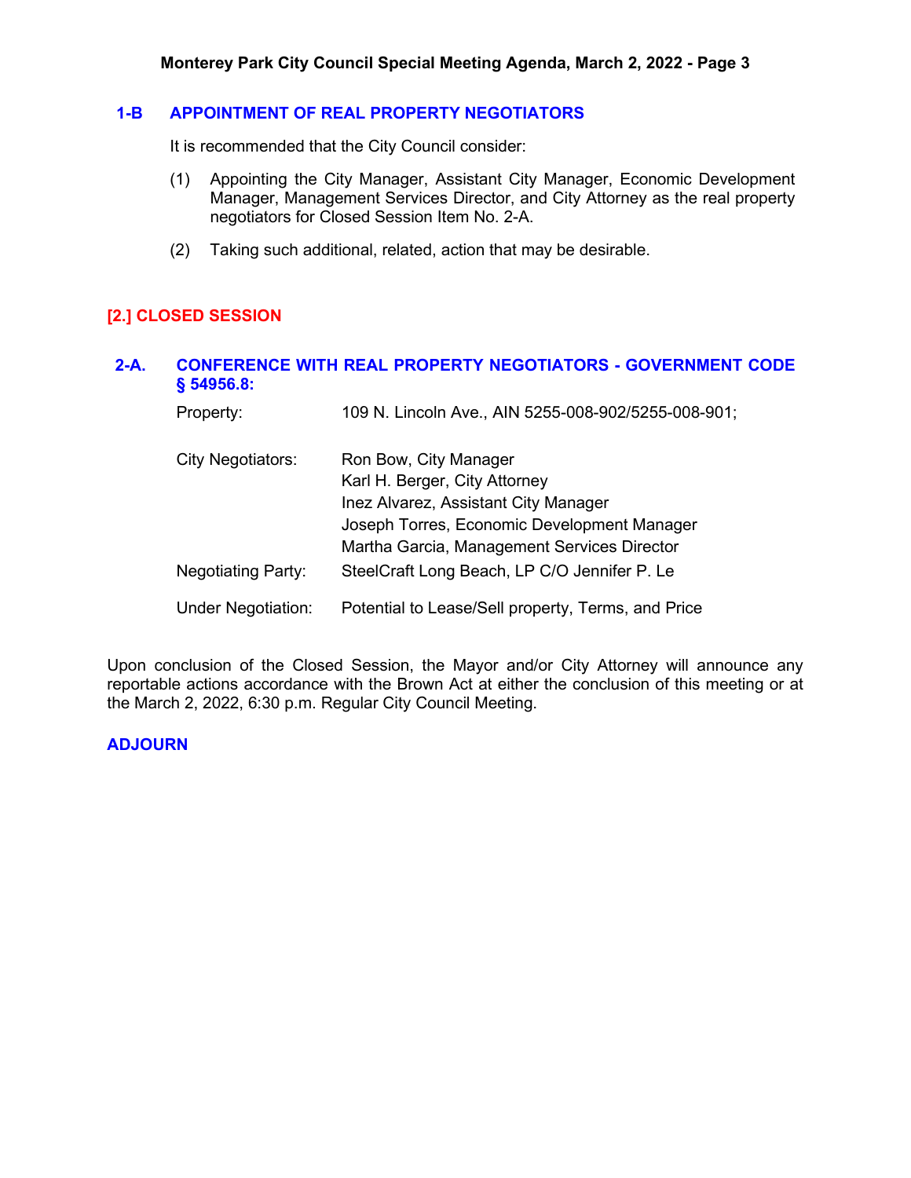## 1-B APPOINTMENT OF REAL PROPERTY NEGOTIATORS

It is recommended that the City Council consider:

(1) Appointing the City Manager, Assistant City Manager, Economic Development Manager, Management Services Director, and City Attorney as the real property negotiators for Closed Session Item No. 2-A.

(2) Taking such additional, related, action that may be desirable.

## [2.] CLOSED SESSION

### 2-A. CONFERENCE WITH REAL PROPERTY NEGOTIATORS - GOVERNMENT CODE § 54956.8:

| | |
|---|---|
| Property: | 109 N. Lincoln Ave., AIN 5255-008-902/5255-008-901; |
| City Negotiators: | Ron Bow, City Manager<br>Karl H. Berger, City Attorney<br>Inez Alvarez, Assistant City Manager<br>Joseph Torres, Economic Development Manager<br>Martha Garcia, Management Services Director |
| Negotiating Party: | SteelCraft Long Beach, LP C/O Jennifer P. Le |
| Under Negotiation: | Potential to Lease/Sell property, Terms, and Price |

Upon conclusion of the Closed Session, the Mayor and/or City Attorney will announce any reportable actions accordance with the Brown Act at either the conclusion of this meeting or at the March 2, 2022, 6:30 p.m. Regular City Council Meeting.

## ADJOURN